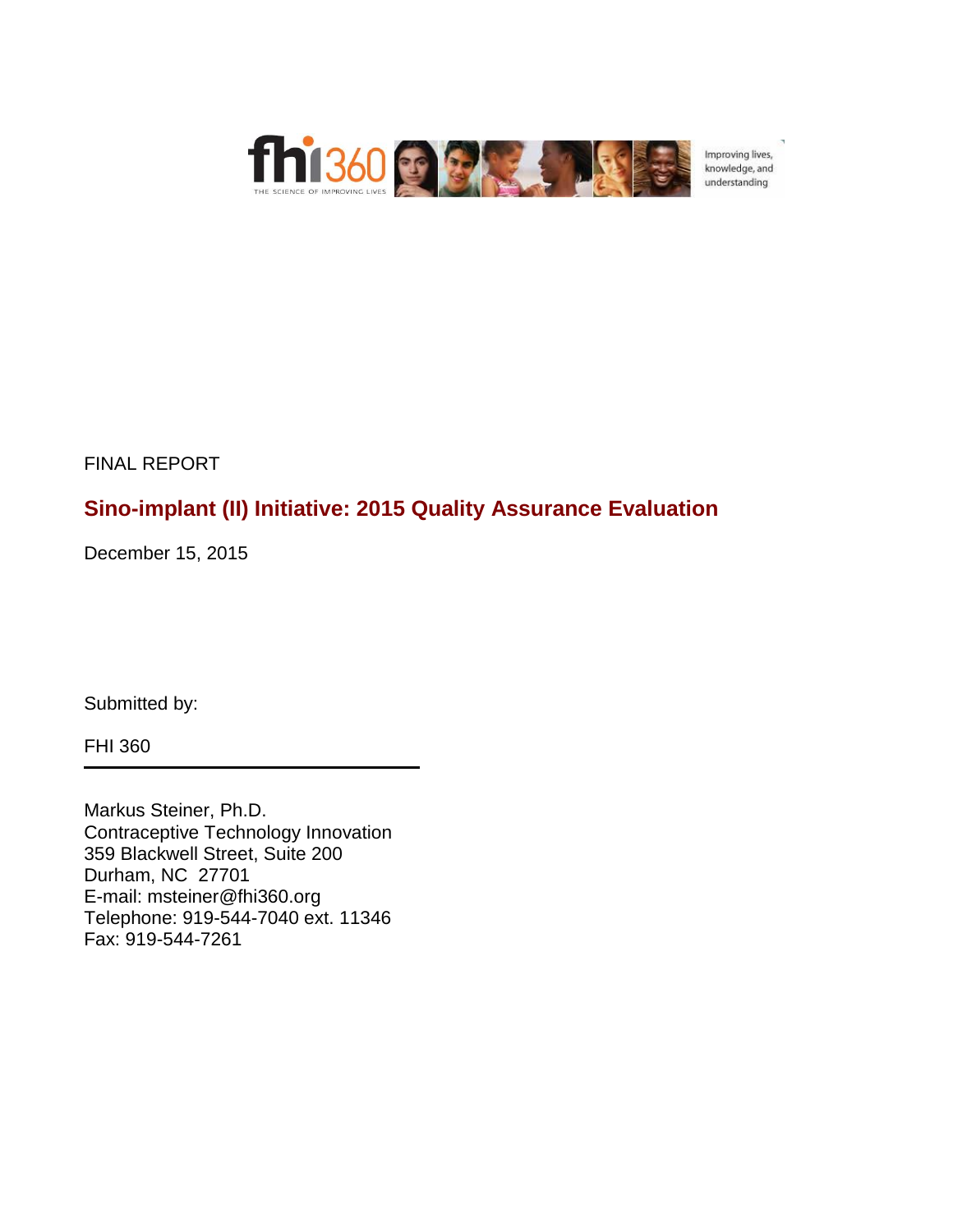FINAL REPORT

# Sino-implant (II) Initiative: 2015 Quality Assurance Evaluation

December 15, 2015

Submitted by:

FHI 360

Markus Steiner, Ph.D.
Contraceptive Technology Innovation
359 Blackwell Street, Suite 200
Durham, NC 27701
E-mail: msteiner@fhi360.org
Telephone: 919-544-7040 ext. 11346
Fax: 919-544-7261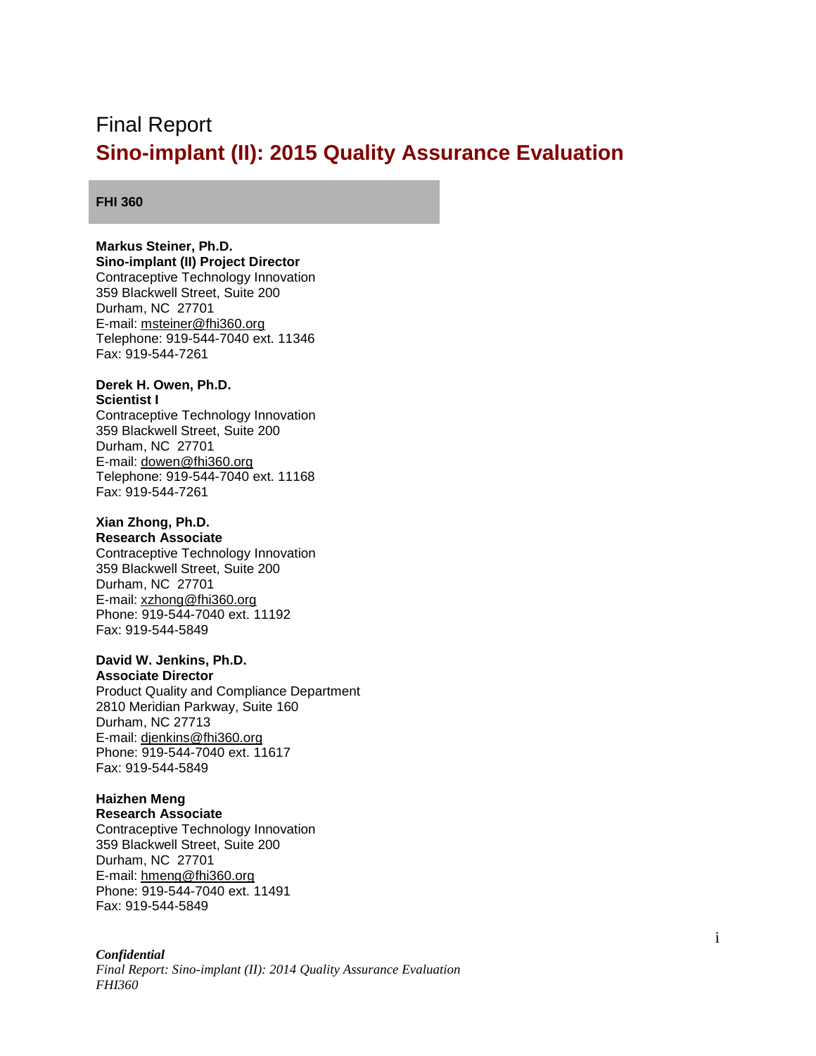Final Report

# Sino-implant (II): 2015 Quality Assurance Evaluation

**FHI 360**

**Markus Steiner, Ph.D.**
**Sino-implant (II) Project Director**
Contraceptive Technology Innovation
359 Blackwell Street, Suite 200
Durham, NC 27701
E-mail: msteiner@fhi360.org
Telephone: 919-544-7040 ext. 11346
Fax: 919-544-7261

**Derek H. Owen, Ph.D.**
**Scientist I**
Contraceptive Technology Innovation
359 Blackwell Street, Suite 200
Durham, NC 27701
E-mail: dowen@fhi360.org
Telephone: 919-544-7040 ext. 11168
Fax: 919-544-7261

**Xian Zhong, Ph.D.**
**Research Associate**
Contraceptive Technology Innovation
359 Blackwell Street, Suite 200
Durham, NC 27701
E-mail: xzhong@fhi360.org
Phone: 919-544-7040 ext. 11192
Fax: 919-544-5849

**David W. Jenkins, Ph.D.**
**Associate Director**
Product Quality and Compliance Department
2810 Meridian Parkway, Suite 160
Durham, NC 27713
E-mail: djenkins@fhi360.org
Phone: 919-544-7040 ext. 11617
Fax: 919-544-5849

**Haizhen Meng**
**Research Associate**
Contraceptive Technology Innovation
359 Blackwell Street, Suite 200
Durham, NC 27701
E-mail: hmeng@fhi360.org
Phone: 919-544-7040 ext. 11491
Fax: 919-544-5849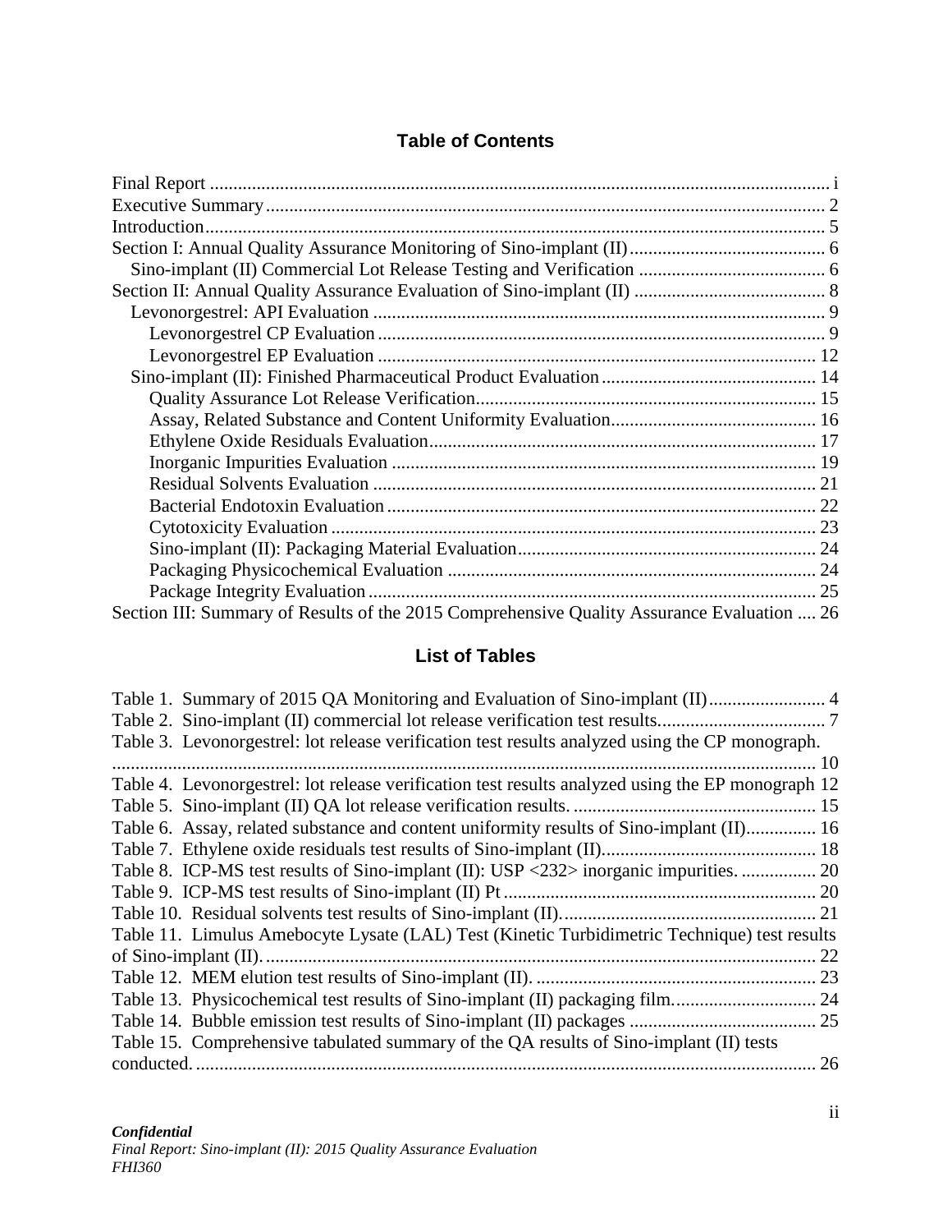## Table of Contents

Final Report ........................................................................................................................ i
Executive Summary ........................................................................................................... 2
Introduction ........................................................................................................................ 5
Section I: Annual Quality Assurance Monitoring of Sino-implant (II) .......................................... 6
  Sino-implant (II) Commercial Lot Release Testing and Verification ........................................ 6
Section II: Annual Quality Assurance Evaluation of Sino-implant (II) ......................................... 8
  Levonorgestrel: API Evaluation ................................................................................................ 9
    Levonorgestrel CP Evaluation ............................................................................................... 9
    Levonorgestrel EP Evaluation ............................................................................................. 12
  Sino-implant (II): Finished Pharmaceutical Product Evaluation ............................................. 14
    Quality Assurance Lot Release Verification ........................................................................ 15
    Assay, Related Substance and Content Uniformity Evaluation ............................................ 16
    Ethylene Oxide Residuals Evaluation .................................................................................. 17
    Inorganic Impurities Evaluation .......................................................................................... 19
    Residual Solvents Evaluation .............................................................................................. 21
    Bacterial Endotoxin Evaluation ........................................................................................... 22
    Cytotoxicity Evaluation ....................................................................................................... 23
    Sino-implant (II): Packaging Material Evaluation ................................................................ 24
    Packaging Physicochemical Evaluation ............................................................................... 24
    Package Integrity Evaluation ............................................................................................... 25
Section III: Summary of Results of the 2015 Comprehensive Quality Assurance Evaluation .... 26

## List of Tables

Table 1. Summary of 2015 QA Monitoring and Evaluation of Sino-implant (II) ......................... 4
Table 2. Sino-implant (II) commercial lot release verification test results .................................... 7
Table 3. Levonorgestrel: lot release verification test results analyzed using the CP monograph. ...................................................................................................................................... 10
Table 4. Levonorgestrel: lot release verification test results analyzed using the EP monograph 12
Table 5. Sino-implant (II) QA lot release verification results. .................................................... 15
Table 6. Assay, related substance and content uniformity results of Sino-implant (II) ............... 16
Table 7. Ethylene oxide residuals test results of Sino-implant (II) .............................................. 18
Table 8. ICP-MS test results of Sino-implant (II): USP <232> inorganic impurities. ................ 20
Table 9. ICP-MS test results of Sino-implant (II) Pt ................................................................... 20
Table 10. Residual solvents test results of Sino-implant (II). ...................................................... 21
Table 11. Limulus Amebocyte Lysate (LAL) Test (Kinetic Turbidimetric Technique) test results of Sino-implant (II). ..................................................................................................................... 22
Table 12. MEM elution test results of Sino-implant (II). ............................................................ 23
Table 13. Physicochemical test results of Sino-implant (II) packaging film. ............................... 24
Table 14. Bubble emission test results of Sino-implant (II) packages ........................................ 25
Table 15. Comprehensive tabulated summary of the QA results of Sino-implant (II) tests conducted. ..................................................................................................................................... 26

*Confidential*
*Final Report: Sino-implant (II): 2015 Quality Assurance Evaluation*
*FHI360*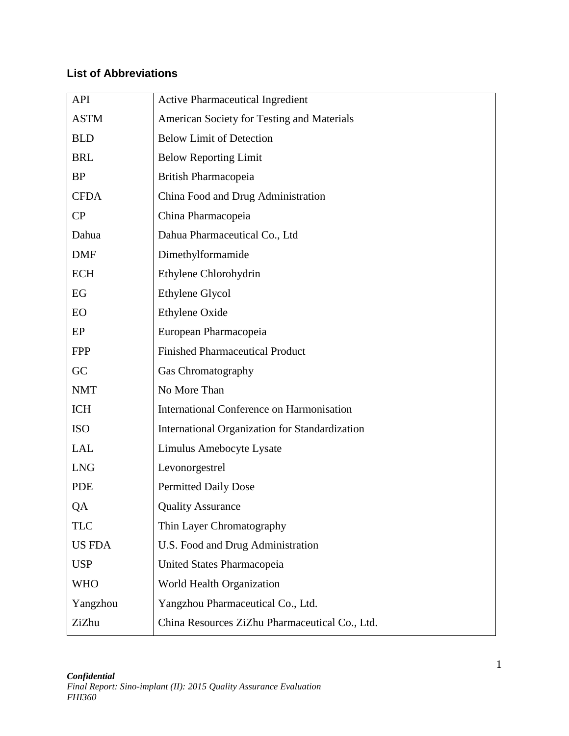### List of Abbreviations

| | |
|---|---|
| API | Active Pharmaceutical Ingredient |
| ASTM | American Society for Testing and Materials |
| BLD | Below Limit of Detection |
| BRL | Below Reporting Limit |
| BP | British Pharmacopeia |
| CFDA | China Food and Drug Administration |
| CP | China Pharmacopeia |
| Dahua | Dahua Pharmaceutical Co., Ltd |
| DMF | Dimethylformamide |
| ECH | Ethylene Chlorohydrin |
| EG | Ethylene Glycol |
| EO | Ethylene Oxide |
| EP | European Pharmacopeia |
| FPP | Finished Pharmaceutical Product |
| GC | Gas Chromatography |
| NMT | No More Than |
| ICH | International Conference on Harmonisation |
| ISO | International Organization for Standardization |
| LAL | Limulus Amebocyte Lysate |
| LNG | Levonorgestrel |
| PDE | Permitted Daily Dose |
| QA | Quality Assurance |
| TLC | Thin Layer Chromatography |
| US FDA | U.S. Food and Drug Administration |
| USP | United States Pharmacopeia |
| WHO | World Health Organization |
| Yangzhou | Yangzhou Pharmaceutical Co., Ltd. |
| ZiZhu | China Resources ZiZhu Pharmaceutical Co., Ltd. |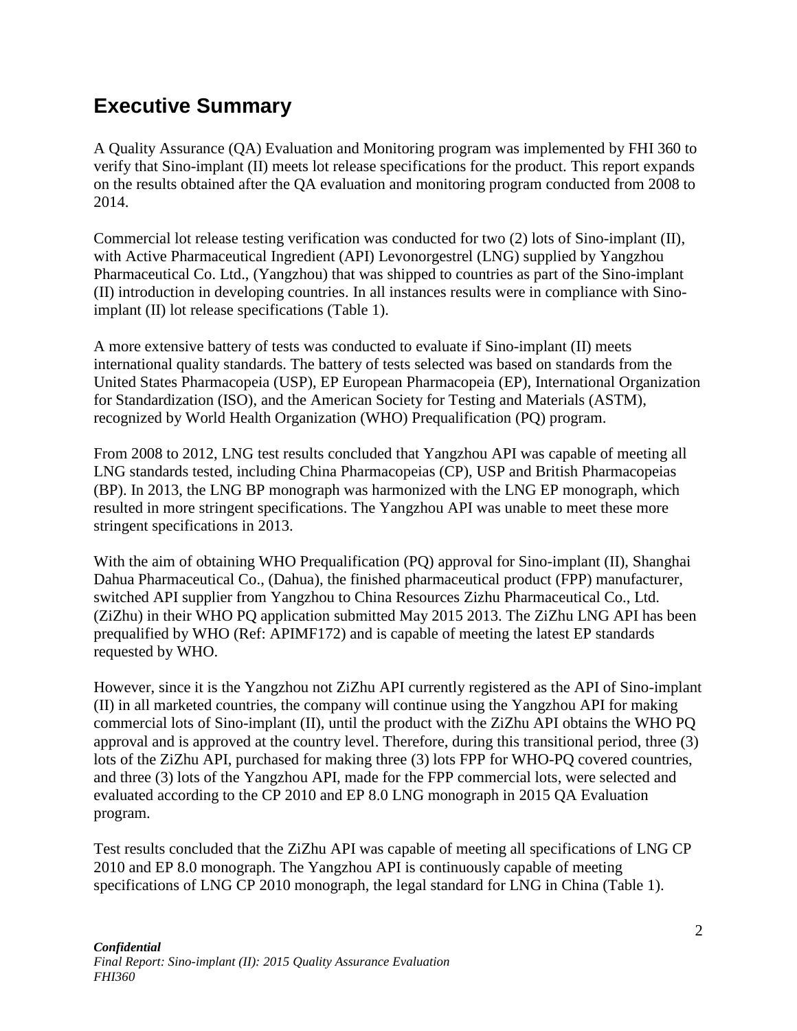# Executive Summary

A Quality Assurance (QA) Evaluation and Monitoring program was implemented by FHI 360 to verify that Sino-implant (II) meets lot release specifications for the product. This report expands on the results obtained after the QA evaluation and monitoring program conducted from 2008 to 2014.

Commercial lot release testing verification was conducted for two (2) lots of Sino-implant (II), with Active Pharmaceutical Ingredient (API) Levonorgestrel (LNG) supplied by Yangzhou Pharmaceutical Co. Ltd., (Yangzhou) that was shipped to countries as part of the Sino-implant (II) introduction in developing countries. In all instances results were in compliance with Sino-implant (II) lot release specifications (Table 1).

A more extensive battery of tests was conducted to evaluate if Sino-implant (II) meets international quality standards. The battery of tests selected was based on standards from the United States Pharmacopeia (USP), EP European Pharmacopeia (EP), International Organization for Standardization (ISO), and the American Society for Testing and Materials (ASTM), recognized by World Health Organization (WHO) Prequalification (PQ) program.

From 2008 to 2012, LNG test results concluded that Yangzhou API was capable of meeting all LNG standards tested, including China Pharmacopeias (CP), USP and British Pharmacopeias (BP). In 2013, the LNG BP monograph was harmonized with the LNG EP monograph, which resulted in more stringent specifications. The Yangzhou API was unable to meet these more stringent specifications in 2013.

With the aim of obtaining WHO Prequalification (PQ) approval for Sino-implant (II), Shanghai Dahua Pharmaceutical Co., (Dahua), the finished pharmaceutical product (FPP) manufacturer, switched API supplier from Yangzhou to China Resources Zizhu Pharmaceutical Co., Ltd. (ZiZhu) in their WHO PQ application submitted May 2015 2013. The ZiZhu LNG API has been prequalified by WHO (Ref: APIMF172) and is capable of meeting the latest EP standards requested by WHO.

However, since it is the Yangzhou not ZiZhu API currently registered as the API of Sino-implant (II) in all marketed countries, the company will continue using the Yangzhou API for making commercial lots of Sino-implant (II), until the product with the ZiZhu API obtains the WHO PQ approval and is approved at the country level. Therefore, during this transitional period, three (3) lots of the ZiZhu API, purchased for making three (3) lots FPP for WHO-PQ covered countries, and three (3) lots of the Yangzhou API, made for the FPP commercial lots, were selected and evaluated according to the CP 2010 and EP 8.0 LNG monograph in 2015 QA Evaluation program.

Test results concluded that the ZiZhu API was capable of meeting all specifications of LNG CP 2010 and EP 8.0 monograph. The Yangzhou API is continuously capable of meeting specifications of LNG CP 2010 monograph, the legal standard for LNG in China (Table 1).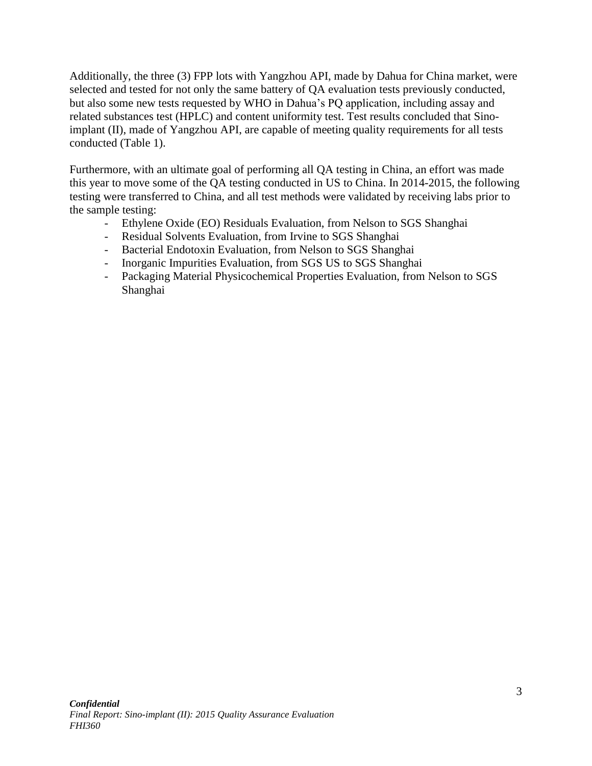Additionally, the three (3) FPP lots with Yangzhou API, made by Dahua for China market, were selected and tested for not only the same battery of QA evaluation tests previously conducted, but also some new tests requested by WHO in Dahua's PQ application, including assay and related substances test (HPLC) and content uniformity test. Test results concluded that Sino-implant (II), made of Yangzhou API, are capable of meeting quality requirements for all tests conducted (Table 1).

Furthermore, with an ultimate goal of performing all QA testing in China, an effort was made this year to move some of the QA testing conducted in US to China. In 2014-2015, the following testing were transferred to China, and all test methods were validated by receiving labs prior to the sample testing:

- Ethylene Oxide (EO) Residuals Evaluation, from Nelson to SGS Shanghai
- Residual Solvents Evaluation, from Irvine to SGS Shanghai
- Bacterial Endotoxin Evaluation, from Nelson to SGS Shanghai
- Inorganic Impurities Evaluation, from SGS US to SGS Shanghai
- Packaging Material Physicochemical Properties Evaluation, from Nelson to SGS Shanghai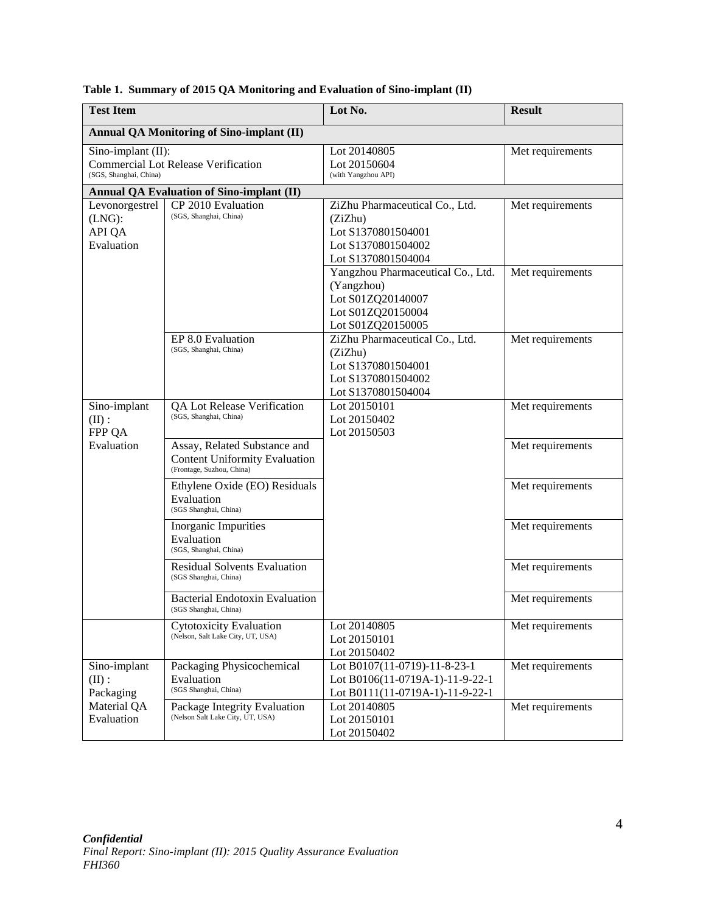**Table 1. Summary of 2015 QA Monitoring and Evaluation of Sino-implant (II)**

| Test Item | | Lot No. | Result |
|---|---|---|---|
| **Annual QA Monitoring of Sino-implant (II)** | | | |
| Sino-implant (II): Commercial Lot Release Verification (SGS, Shanghai, China) | | Lot 20140805<br>Lot 20150604<br>(with Yangzhou API) | Met requirements |
| **Annual QA Evaluation of Sino-implant (II)** | | | |
| Levonorgestrel (LNG): API QA Evaluation | CP 2010 Evaluation (SGS, Shanghai, China) | ZiZhu Pharmaceutical Co., Ltd. (ZiZhu)<br>Lot S1370801504001<br>Lot S1370801504002<br>Lot S1370801504004 | Met requirements |
| | | Yangzhou Pharmaceutical Co., Ltd. (Yangzhou)<br>Lot S01ZQ20140007<br>Lot S01ZQ20150004<br>Lot S01ZQ20150005 | Met requirements |
| | EP 8.0 Evaluation (SGS, Shanghai, China) | ZiZhu Pharmaceutical Co., Ltd. (ZiZhu)<br>Lot S1370801504001<br>Lot S1370801504002<br>Lot S1370801504004 | Met requirements |
| Sino-implant (II) : FPP QA Evaluation | QA Lot Release Verification (SGS, Shanghai, China) | Lot 20150101<br>Lot 20150402<br>Lot 20150503 | Met requirements |
| | Assay, Related Substance and Content Uniformity Evaluation (Frontage, Suzhou, China) | | Met requirements |
| | Ethylene Oxide (EO) Residuals Evaluation (SGS Shanghai, China) | | Met requirements |
| | Inorganic Impurities Evaluation (SGS, Shanghai, China) | | Met requirements |
| | Residual Solvents Evaluation (SGS Shanghai, China) | | Met requirements |
| | Bacterial Endotoxin Evaluation (SGS Shanghai, China) | | Met requirements |
| | Cytotoxicity Evaluation (Nelson, Salt Lake City, UT, USA) | Lot 20140805<br>Lot 20150101<br>Lot 20150402 | Met requirements |
| Sino-implant (II) : Packaging Material QA Evaluation | Packaging Physicochemical Evaluation (SGS Shanghai, China) | Lot B0107(11-0719)-11-8-23-1<br>Lot B0106(11-0719A-1)-11-9-22-1<br>Lot B0111(11-0719A-1)-11-9-22-1 | Met requirements |
| | Package Integrity Evaluation (Nelson Salt Lake City, UT, USA) | Lot 20140805<br>Lot 20150101<br>Lot 20150402 | Met requirements |